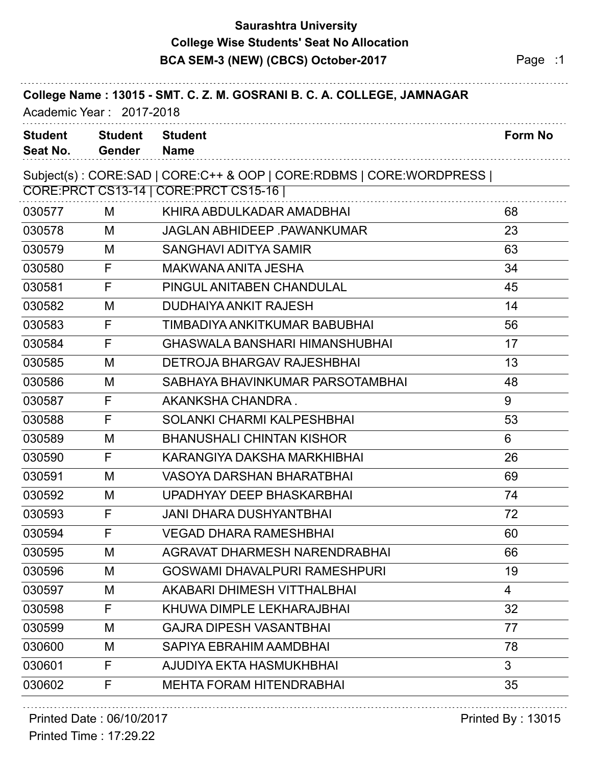# Saurashtra University

## College Wise Students' Seat No Allocation

### BCA SEM-3 (NEW) (CBCS) October-2017

**College Name : 13015 - SMT. C. Z. M. GOSRANI B. C. A. COLLEGE, JAMNAGAR**

Academic Year : 2017-2018

Subject(s) : CORE:SAD | CORE:C++ & OOP | CORE:RDBMS | CORE:WORDPRESS | CORE:PRCT CS13-14 | CORE:PRCT CS15-16 |

| Student Seat No. | Student Gender | Student Name | Form No |
|---|---|---|---|
| 030577 | M | KHIRA ABDULKADAR AMADBHAI | 68 |
| 030578 | M | JAGLAN ABHIDEEP .PAWANKUMAR | 23 |
| 030579 | M | SANGHAVI ADITYA SAMIR | 63 |
| 030580 | F | MAKWANA ANITA JESHA | 34 |
| 030581 | F | PINGUL ANITABEN CHANDULAL | 45 |
| 030582 | M | DUDHAIYA ANKIT RAJESH | 14 |
| 030583 | F | TIMBADIYA ANKITKUMAR BABUBHAI | 56 |
| 030584 | F | GHASWALA BANSHARI HIMANSHUBHAI | 17 |
| 030585 | M | DETROJA BHARGAV RAJESHBHAI | 13 |
| 030586 | M | SABHAYA BHAVINKUMAR PARSOTAMBHAI | 48 |
| 030587 | F | AKANKSHA CHANDRA . | 9 |
| 030588 | F | SOLANKI CHARMI KALPESHBHAI | 53 |
| 030589 | M | BHANUSHALI CHINTAN KISHOR | 6 |
| 030590 | F | KARANGIYA DAKSHA MARKHIBHAI | 26 |
| 030591 | M | VASOYA DARSHAN BHARATBHAI | 69 |
| 030592 | M | UPADHYAY DEEP BHASKARBHAI | 74 |
| 030593 | F | JANI DHARA DUSHYANTBHAI | 72 |
| 030594 | F | VEGAD DHARA RAMESHBHAI | 60 |
| 030595 | M | AGRAVAT DHARMESH NARENDRABHAI | 66 |
| 030596 | M | GOSWAMI DHAVALPURI RAMESHPURI | 19 |
| 030597 | M | AKABARI DHIMESH VITTHALBHAI | 4 |
| 030598 | F | KHUWA DIMPLE LEKHARAJBHAI | 32 |
| 030599 | M | GAJRA DIPESH VASANTBHAI | 77 |
| 030600 | M | SAPIYA EBRAHIM AAMDBHAI | 78 |
| 030601 | F | AJUDIYA EKTA HASMUKHBHAI | 3 |
| 030602 | F | MEHTA FORAM HITENDRABHAI | 35 |

Printed Date : 06/10/2017

Printed Time : 17:29.22

Printed By : 13015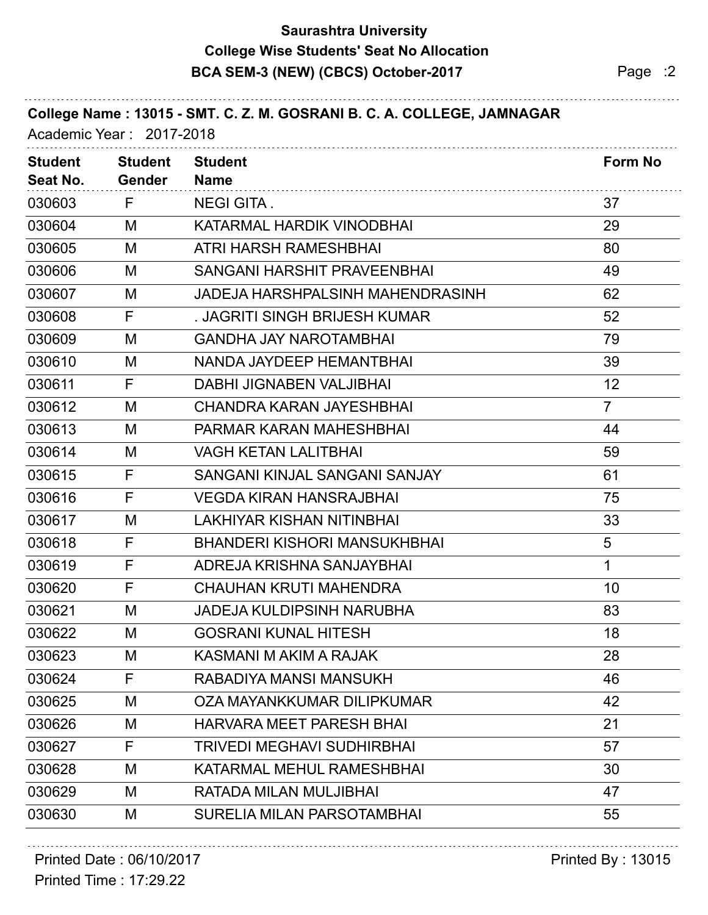# Saurashtra University
## College Wise Students' Seat No Allocation
## BCA SEM-3 (NEW) (CBCS) October-2017

**College Name : 13015 - SMT. C. Z. M. GOSRANI B. C. A. COLLEGE, JAMNAGAR**

Academic Year : 2017-2018

| Student Seat No. | Student Gender | Student Name | Form No |
|---|---|---|---|
| 030603 | F | NEGI GITA . | 37 |
| 030604 | M | KATARMAL HARDIK VINODBHAI | 29 |
| 030605 | M | ATRI HARSH RAMESHBHAI | 80 |
| 030606 | M | SANGANI HARSHIT PRAVEENBHAI | 49 |
| 030607 | M | JADEJA HARSHPALSINH MAHENDRASINH | 62 |
| 030608 | F | . JAGRITI SINGH BRIJESH KUMAR | 52 |
| 030609 | M | GANDHA JAY NAROTAMBHAI | 79 |
| 030610 | M | NANDA JAYDEEP HEMANTBHAI | 39 |
| 030611 | F | DABHI JIGNABEN VALJIBHAI | 12 |
| 030612 | M | CHANDRA KARAN JAYESHBHAI | 7 |
| 030613 | M | PARMAR KARAN MAHESHBHAI | 44 |
| 030614 | M | VAGH KETAN LALITBHAI | 59 |
| 030615 | F | SANGANI KINJAL SANGANI SANJAY | 61 |
| 030616 | F | VEGDA KIRAN HANSRAJBHAI | 75 |
| 030617 | M | LAKHIYAR KISHAN NITINBHAI | 33 |
| 030618 | F | BHANDERI KISHORI MANSUKHBHAI | 5 |
| 030619 | F | ADREJA KRISHNA SANJAYBHAI | 1 |
| 030620 | F | CHAUHAN KRUTI MAHENDRA | 10 |
| 030621 | M | JADEJA KULDIPSINH NARUBHA | 83 |
| 030622 | M | GOSRANI KUNAL HITESH | 18 |
| 030623 | M | KASMANI M AKIM A RAJAK | 28 |
| 030624 | F | RABADIYA MANSI MANSUKH | 46 |
| 030625 | M | OZA MAYANKKUMAR DILIPKUMAR | 42 |
| 030626 | M | HARVARA MEET PARESH BHAI | 21 |
| 030627 | F | TRIVEDI MEGHAVI SUDHIRBHAI | 57 |
| 030628 | M | KATARMAL MEHUL RAMESHBHAI | 30 |
| 030629 | M | RATADA MILAN MULJIBHAI | 47 |
| 030630 | M | SURELIA MILAN PARSOTAMBHAI | 55 |

Printed Date : 06/10/2017

Printed Time : 17:29.22

Printed By : 13015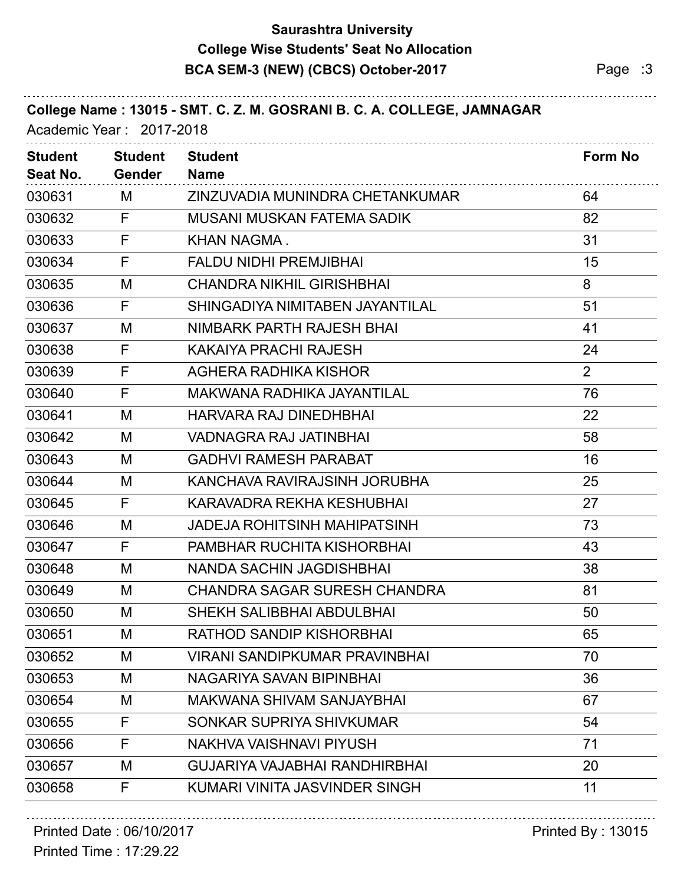**Saurashtra University**

**College Wise Students' Seat No Allocation**

**BCA SEM-3 (NEW) (CBCS) October-2017**

**College Name : 13015 - SMT. C. Z. M. GOSRANI B. C. A. COLLEGE, JAMNAGAR**

Academic Year : 2017-2018

| Student Seat No. | Student Gender | Student Name | Form No |
|---|---|---|---|
| 030631 | M | ZINZUVADIA MUNINDRA CHETANKUMAR | 64 |
| 030632 | F | MUSANI MUSKAN FATEMA SADIK | 82 |
| 030633 | F | KHAN NAGMA . | 31 |
| 030634 | F | FALDU NIDHI PREMJIBHAI | 15 |
| 030635 | M | CHANDRA NIKHIL GIRISHBHAI | 8 |
| 030636 | F | SHINGADIYA NIMITABEN JAYANTILAL | 51 |
| 030637 | M | NIMBARK PARTH RAJESH BHAI | 41 |
| 030638 | F | KAKAIYA PRACHI RAJESH | 24 |
| 030639 | F | AGHERA RADHIKA KISHOR | 2 |
| 030640 | F | MAKWANA RADHIKA JAYANTILAL | 76 |
| 030641 | M | HARVARA RAJ DINEDHBHAI | 22 |
| 030642 | M | VADNAGRA RAJ JATINBHAI | 58 |
| 030643 | M | GADHVI RAMESH PARABAT | 16 |
| 030644 | M | KANCHAVA RAVIRAJSINH JORUBHA | 25 |
| 030645 | F | KARAVADRA REKHA KESHUBHAI | 27 |
| 030646 | M | JADEJA ROHITSINH MAHIPATSINH | 73 |
| 030647 | F | PAMBHAR RUCHITA KISHORBHAI | 43 |
| 030648 | M | NANDA SACHIN JAGDISHBHAI | 38 |
| 030649 | M | CHANDRA SAGAR SURESH CHANDRA | 81 |
| 030650 | M | SHEKH SALIBBHAI ABDULBHAI | 50 |
| 030651 | M | RATHOD SANDIP KISHORBHAI | 65 |
| 030652 | M | VIRANI SANDIPKUMAR PRAVINBHAI | 70 |
| 030653 | M | NAGARIYA SAVAN BIPINBHAI | 36 |
| 030654 | M | MAKWANA SHIVAM SANJAYBHAI | 67 |
| 030655 | F | SONKAR SUPRIYA SHIVKUMAR | 54 |
| 030656 | F | NAKHVA VAISHNAVI PIYUSH | 71 |
| 030657 | M | GUJARIYA VAJABHAI RANDHIRBHAI | 20 |
| 030658 | F | KUMARI VINITA JASVINDER SINGH | 11 |

Printed Date : 06/10/2017

Printed Time : 17:29.22

Printed By : 13015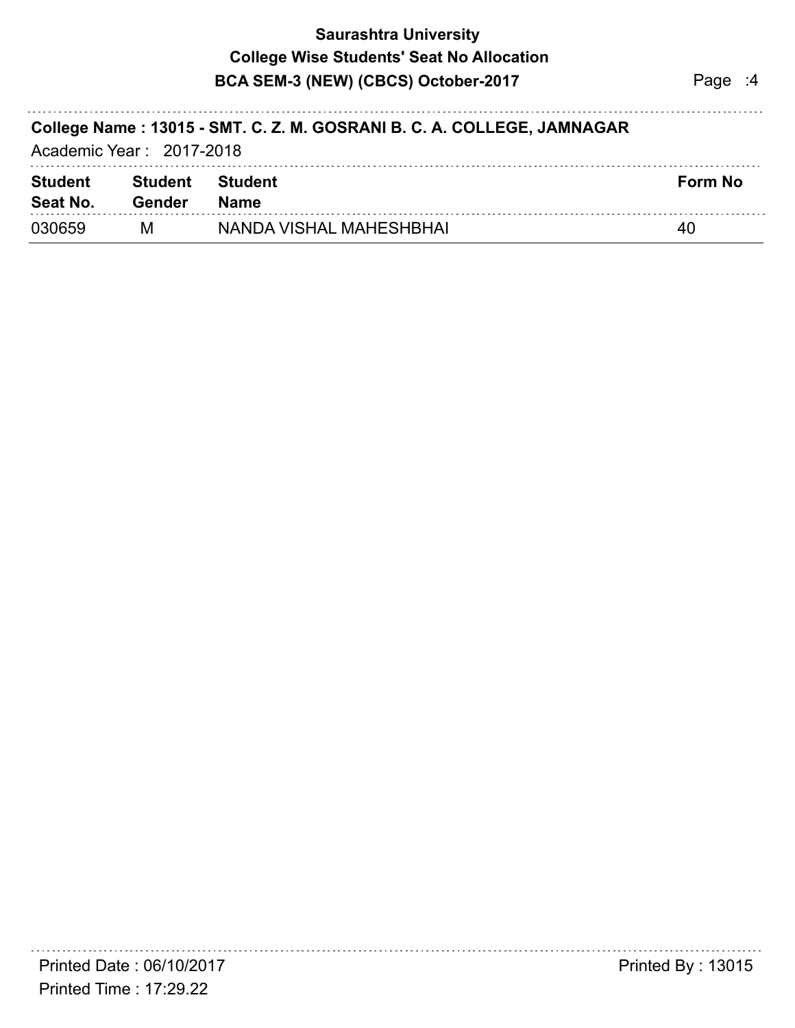# Saurashtra University
## College Wise Students' Seat No Allocation
## BCA SEM-3 (NEW) (CBCS) October-2017

**College Name : 13015 - SMT. C. Z. M. GOSRANI B. C. A. COLLEGE, JAMNAGAR**

Academic Year : 2017-2018

| Student Seat No. | Student Gender | Student Name | Form No |
|---|---|---|---|
| 030659 | M | NANDA VISHAL MAHESHBHAI | 40 |

Printed Date : 06/10/2017

Printed Time : 17:29.22

Printed By : 13015